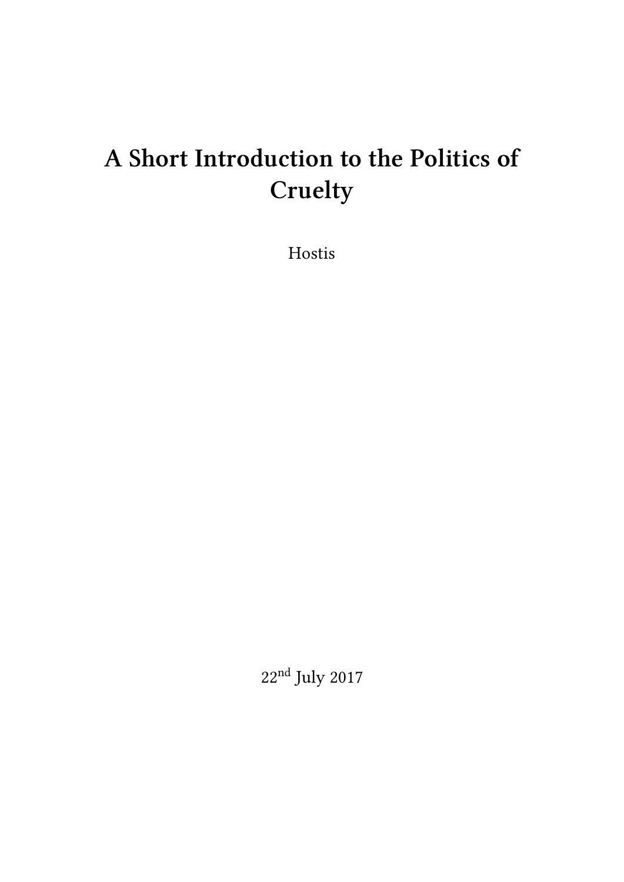# A Short Introduction to the Politics of Cruelty

Hostis

22nd July 2017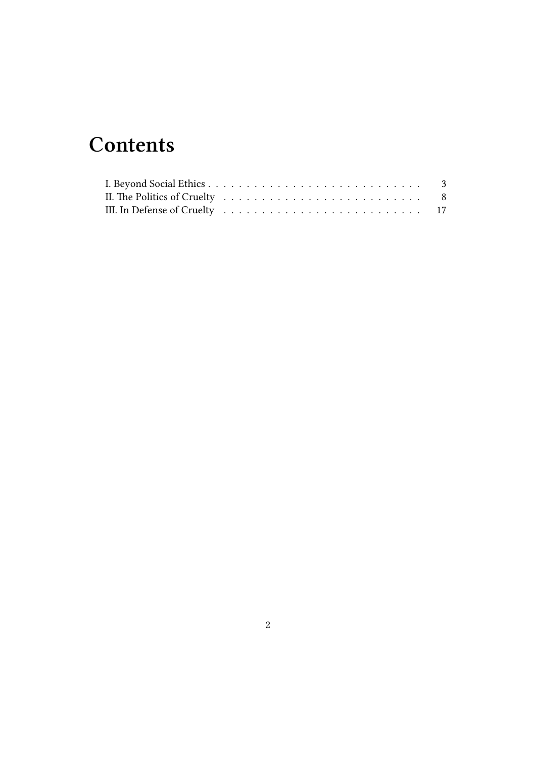# Contents

I. Beyond Social Ethics . . . . . . . . . . . . . . . . . . . . . . . . . . . . 3
II. The Politics of Cruelty . . . . . . . . . . . . . . . . . . . . . . . . . . 8
III. In Defense of Cruelty . . . . . . . . . . . . . . . . . . . . . . . . . . 17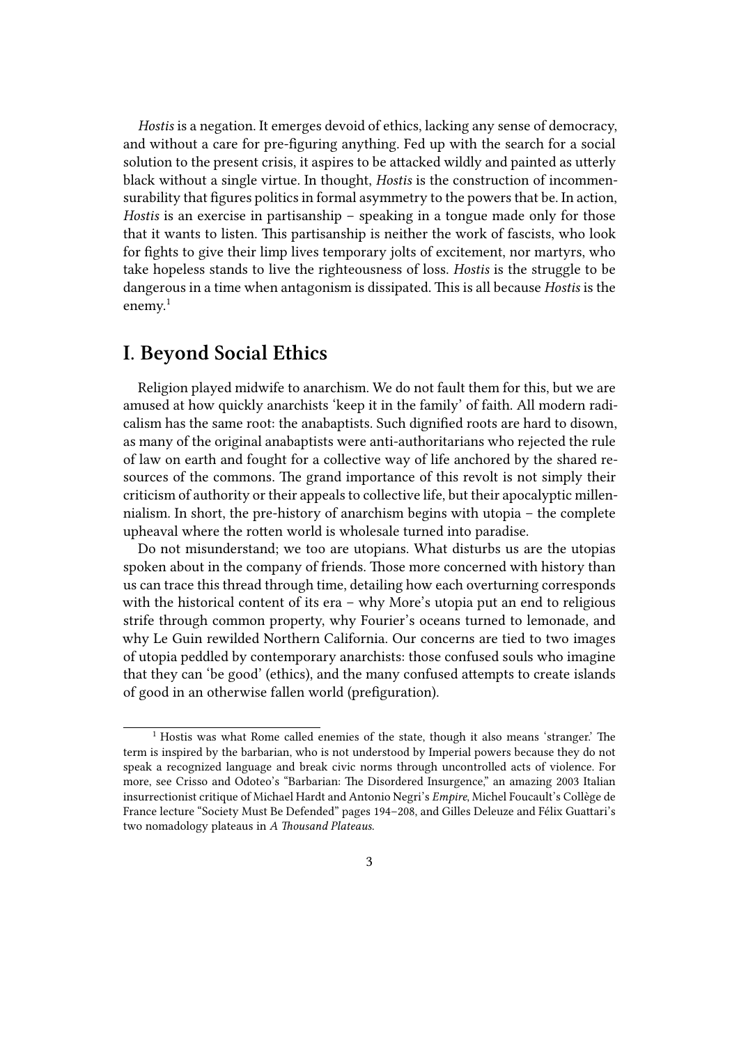*Hostis* is a negation. It emerges devoid of ethics, lacking any sense of democracy, and without a care for pre-figuring anything. Fed up with the search for a social solution to the present crisis, it aspires to be attacked wildly and painted as utterly black without a single virtue. In thought, *Hostis* is the construction of incommensurability that figures politics in formal asymmetry to the powers that be. In action, *Hostis* is an exercise in partisanship – speaking in a tongue made only for those that it wants to listen. This partisanship is neither the work of fascists, who look for fights to give their limp lives temporary jolts of excitement, nor martyrs, who take hopeless stands to live the righteousness of loss. *Hostis* is the struggle to be dangerous in a time when antagonism is dissipated. This is all because *Hostis* is the enemy.[1]

## I. Beyond Social Ethics

Religion played midwife to anarchism. We do not fault them for this, but we are amused at how quickly anarchists 'keep it in the family' of faith. All modern radicalism has the same root: the anabaptists. Such dignified roots are hard to disown, as many of the original anabaptists were anti-authoritarians who rejected the rule of law on earth and fought for a collective way of life anchored by the shared resources of the commons. The grand importance of this revolt is not simply their criticism of authority or their appeals to collective life, but their apocalyptic millennialism. In short, the pre-history of anarchism begins with utopia – the complete upheaval where the rotten world is wholesale turned into paradise.

Do not misunderstand; we too are utopians. What disturbs us are the utopias spoken about in the company of friends. Those more concerned with history than us can trace this thread through time, detailing how each overturning corresponds with the historical content of its era – why More's utopia put an end to religious strife through common property, why Fourier's oceans turned to lemonade, and why Le Guin rewilded Northern California. Our concerns are tied to two images of utopia peddled by contemporary anarchists: those confused souls who imagine that they can 'be good' (ethics), and the many confused attempts to create islands of good in an otherwise fallen world (prefiguration).

[1] Hostis was what Rome called enemies of the state, though it also means 'stranger.' The term is inspired by the barbarian, who is not understood by Imperial powers because they do not speak a recognized language and break civic norms through uncontrolled acts of violence. For more, see Crisso and Odoteo's "Barbarian: The Disordered Insurgence," an amazing 2003 Italian insurrectionist critique of Michael Hardt and Antonio Negri's *Empire*, Michel Foucault's Collège de France lecture "Society Must Be Defended" pages 194–208, and Gilles Deleuze and Félix Guattari's two nomadology plateaus in *A Thousand Plateaus*.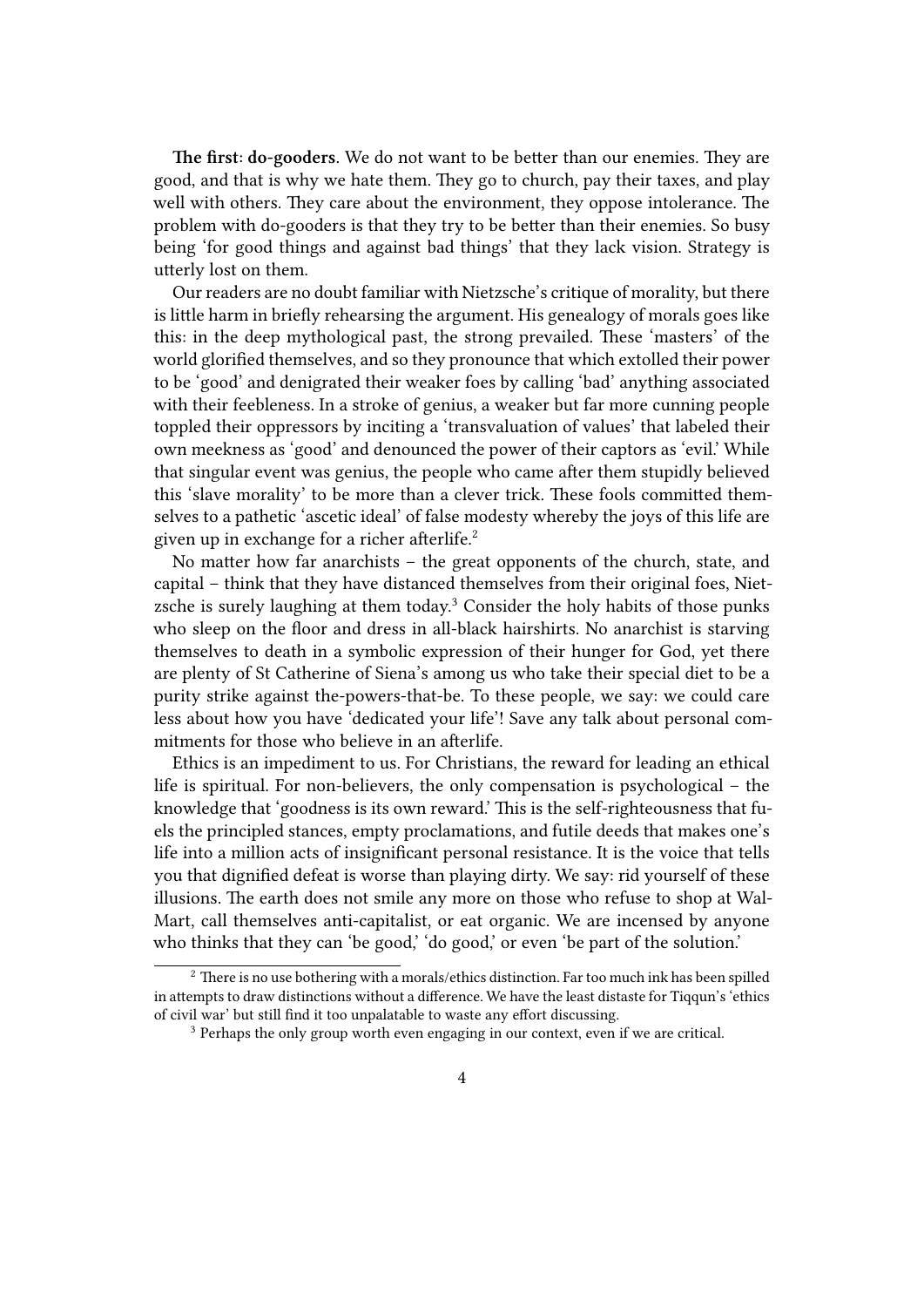**The first: do-gooders**. We do not want to be better than our enemies. They are good, and that is why we hate them. They go to church, pay their taxes, and play well with others. They care about the environment, they oppose intolerance. The problem with do-gooders is that they try to be better than their enemies. So busy being 'for good things and against bad things' that they lack vision. Strategy is utterly lost on them.

Our readers are no doubt familiar with Nietzsche's critique of morality, but there is little harm in briefly rehearsing the argument. His genealogy of morals goes like this: in the deep mythological past, the strong prevailed. These 'masters' of the world glorified themselves, and so they pronounce that which extolled their power to be 'good' and denigrated their weaker foes by calling 'bad' anything associated with their feebleness. In a stroke of genius, a weaker but far more cunning people toppled their oppressors by inciting a 'transvaluation of values' that labeled their own meekness as 'good' and denounced the power of their captors as 'evil.' While that singular event was genius, the people who came after them stupidly believed this 'slave morality' to be more than a clever trick. These fools committed themselves to a pathetic 'ascetic ideal' of false modesty whereby the joys of this life are given up in exchange for a richer afterlife.[2]

No matter how far anarchists – the great opponents of the church, state, and capital – think that they have distanced themselves from their original foes, Nietzsche is surely laughing at them today.[3] Consider the holy habits of those punks who sleep on the floor and dress in all-black hairshirts. No anarchist is starving themselves to death in a symbolic expression of their hunger for God, yet there are plenty of St Catherine of Siena's among us who take their special diet to be a purity strike against the-powers-that-be. To these people, we say: we could care less about how you have 'dedicated your life'! Save any talk about personal commitments for those who believe in an afterlife.

Ethics is an impediment to us. For Christians, the reward for leading an ethical life is spiritual. For non-believers, the only compensation is psychological – the knowledge that 'goodness is its own reward.' This is the self-righteousness that fuels the principled stances, empty proclamations, and futile deeds that makes one's life into a million acts of insignificant personal resistance. It is the voice that tells you that dignified defeat is worse than playing dirty. We say: rid yourself of these illusions. The earth does not smile any more on those who refuse to shop at Wal-Mart, call themselves anti-capitalist, or eat organic. We are incensed by anyone who thinks that they can 'be good,' 'do good,' or even 'be part of the solution.'

[2] There is no use bothering with a morals/ethics distinction. Far too much ink has been spilled in attempts to draw distinctions without a difference. We have the least distaste for Tiqqun's 'ethics of civil war' but still find it too unpalatable to waste any effort discussing.

[3] Perhaps the only group worth even engaging in our context, even if we are critical.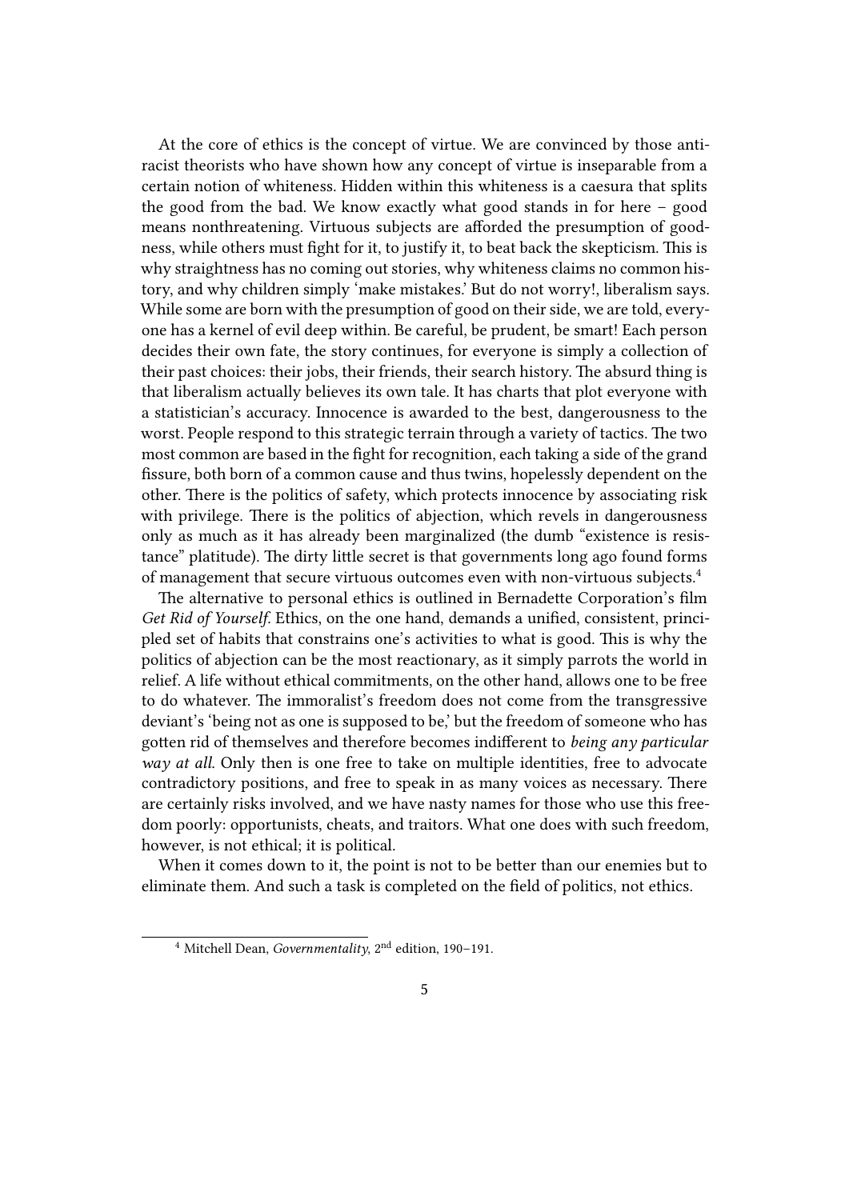At the core of ethics is the concept of virtue. We are convinced by those anti-racist theorists who have shown how any concept of virtue is inseparable from a certain notion of whiteness. Hidden within this whiteness is a caesura that splits the good from the bad. We know exactly what good stands in for here – good means nonthreatening. Virtuous subjects are afforded the presumption of goodness, while others must fight for it, to justify it, to beat back the skepticism. This is why straightness has no coming out stories, why whiteness claims no common history, and why children simply 'make mistakes.' But do not worry!, liberalism says. While some are born with the presumption of good on their side, we are told, everyone has a kernel of evil deep within. Be careful, be prudent, be smart! Each person decides their own fate, the story continues, for everyone is simply a collection of their past choices: their jobs, their friends, their search history. The absurd thing is that liberalism actually believes its own tale. It has charts that plot everyone with a statistician's accuracy. Innocence is awarded to the best, dangerousness to the worst. People respond to this strategic terrain through a variety of tactics. The two most common are based in the fight for recognition, each taking a side of the grand fissure, both born of a common cause and thus twins, hopelessly dependent on the other. There is the politics of safety, which protects innocence by associating risk with privilege. There is the politics of abjection, which revels in dangerousness only as much as it has already been marginalized (the dumb "existence is resistance" platitude). The dirty little secret is that governments long ago found forms of management that secure virtuous outcomes even with non-virtuous subjects.[4]

The alternative to personal ethics is outlined in Bernadette Corporation's film *Get Rid of Yourself*. Ethics, on the one hand, demands a unified, consistent, principled set of habits that constrains one's activities to what is good. This is why the politics of abjection can be the most reactionary, as it simply parrots the world in relief. A life without ethical commitments, on the other hand, allows one to be free to do whatever. The immoralist's freedom does not come from the transgressive deviant's 'being not as one is supposed to be,' but the freedom of someone who has gotten rid of themselves and therefore becomes indifferent to *being any particular way at all*. Only then is one free to take on multiple identities, free to advocate contradictory positions, and free to speak in as many voices as necessary. There are certainly risks involved, and we have nasty names for those who use this freedom poorly: opportunists, cheats, and traitors. What one does with such freedom, however, is not ethical; it is political.

When it comes down to it, the point is not to be better than our enemies but to eliminate them. And such a task is completed on the field of politics, not ethics.

[4] Mitchell Dean, *Governmentality*, 2nd edition, 190–191.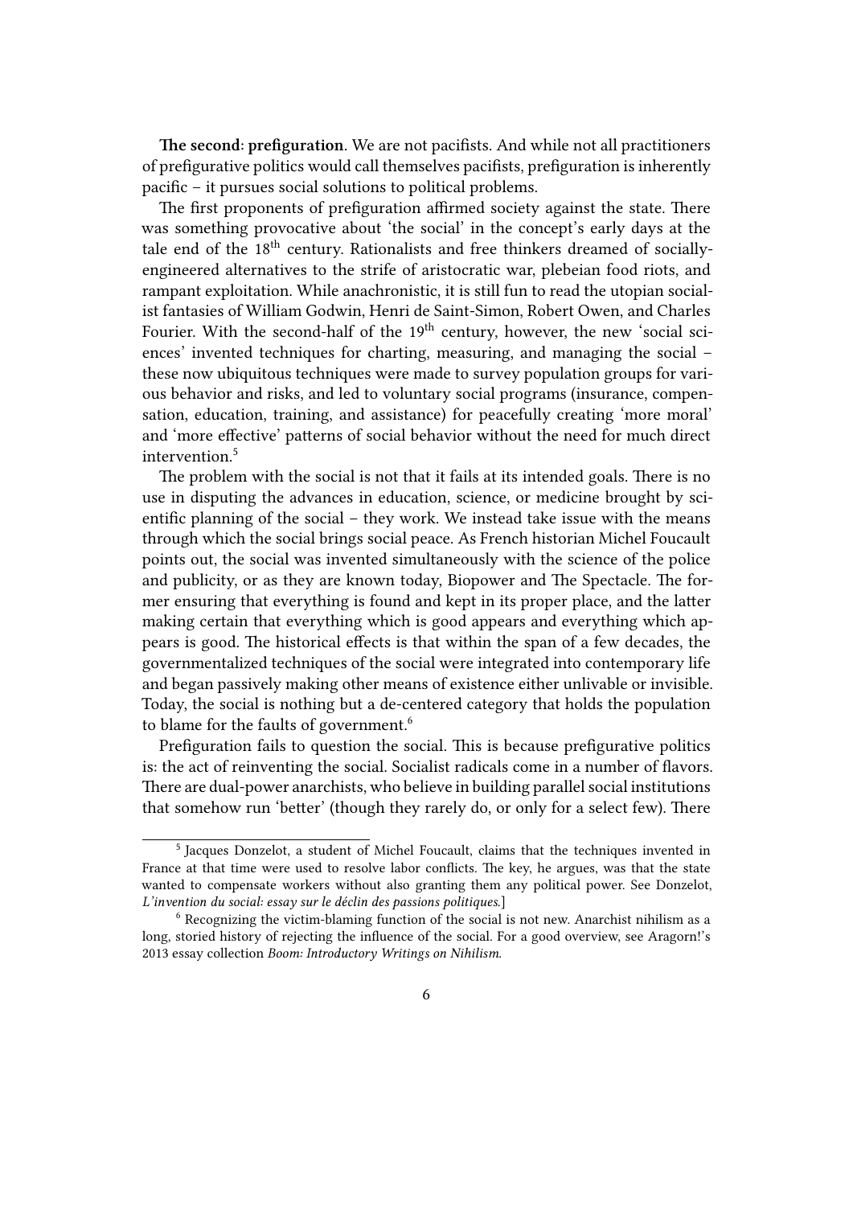**The second: prefiguration**. We are not pacifists. And while not all practitioners of prefigurative politics would call themselves pacifists, prefiguration is inherently pacific – it pursues social solutions to political problems.

The first proponents of prefiguration affirmed society against the state. There was something provocative about 'the social' in the concept's early days at the tale end of the 18th century. Rationalists and free thinkers dreamed of socially-engineered alternatives to the strife of aristocratic war, plebeian food riots, and rampant exploitation. While anachronistic, it is still fun to read the utopian socialist fantasies of William Godwin, Henri de Saint-Simon, Robert Owen, and Charles Fourier. With the second-half of the 19th century, however, the new 'social sciences' invented techniques for charting, measuring, and managing the social – these now ubiquitous techniques were made to survey population groups for various behavior and risks, and led to voluntary social programs (insurance, compensation, education, training, and assistance) for peacefully creating 'more moral' and 'more effective' patterns of social behavior without the need for much direct intervention.[5]

The problem with the social is not that it fails at its intended goals. There is no use in disputing the advances in education, science, or medicine brought by scientific planning of the social – they work. We instead take issue with the means through which the social brings social peace. As French historian Michel Foucault points out, the social was invented simultaneously with the science of the police and publicity, or as they are known today, Biopower and The Spectacle. The former ensuring that everything is found and kept in its proper place, and the latter making certain that everything which is good appears and everything which appears is good. The historical effects is that within the span of a few decades, the governmentalized techniques of the social were integrated into contemporary life and began passively making other means of existence either unlivable or invisible. Today, the social is nothing but a de-centered category that holds the population to blame for the faults of government.[6]

Prefiguration fails to question the social. This is because prefigurative politics is: the act of reinventing the social. Socialist radicals come in a number of flavors. There are dual-power anarchists, who believe in building parallel social institutions that somehow run 'better' (though they rarely do, or only for a select few). There

---

[5] Jacques Donzelot, a student of Michel Foucault, claims that the techniques invented in France at that time were used to resolve labor conflicts. The key, he argues, was that the state wanted to compensate workers without also granting them any political power. See Donzelot, *L'invention du social: essay sur le déclin des passions politiques*.]

[6] Recognizing the victim-blaming function of the social is not new. Anarchist nihilism as a long, storied history of rejecting the influence of the social. For a good overview, see Aragorn!'s 2013 essay collection *Boom: Introductory Writings on Nihilism*.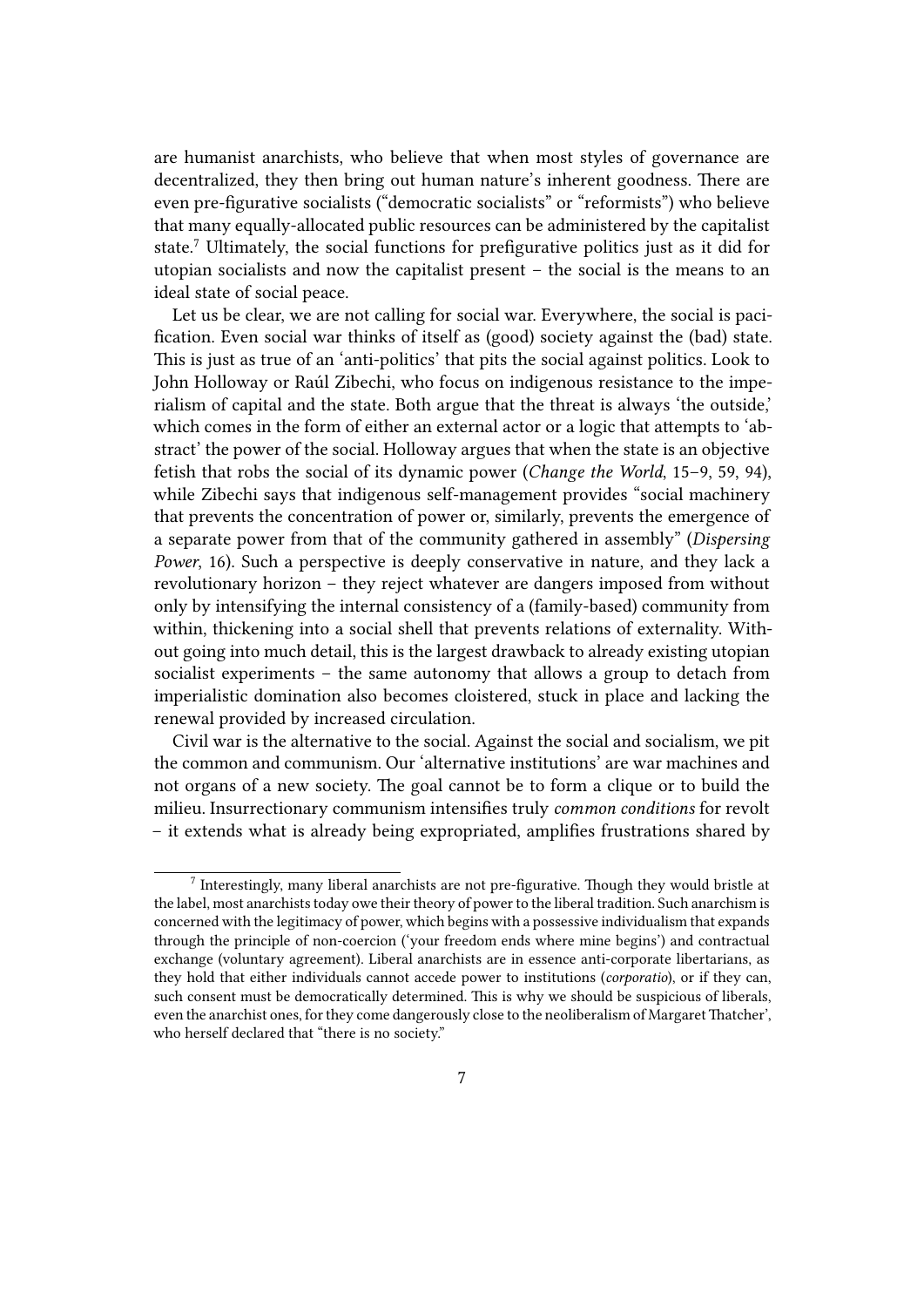are humanist anarchists, who believe that when most styles of governance are decentralized, they then bring out human nature's inherent goodness. There are even pre-figurative socialists ("democratic socialists" or "reformists") who believe that many equally-allocated public resources can be administered by the capitalist state.[7] Ultimately, the social functions for prefigurative politics just as it did for utopian socialists and now the capitalist present – the social is the means to an ideal state of social peace.

Let us be clear, we are not calling for social war. Everywhere, the social is pacification. Even social war thinks of itself as (good) society against the (bad) state. This is just as true of an 'anti-politics' that pits the social against politics. Look to John Holloway or Raúl Zibechi, who focus on indigenous resistance to the imperialism of capital and the state. Both argue that the threat is always 'the outside,' which comes in the form of either an external actor or a logic that attempts to 'abstract' the power of the social. Holloway argues that when the state is an objective fetish that robs the social of its dynamic power (*Change the World*, 15–9, 59, 94), while Zibechi says that indigenous self-management provides "social machinery that prevents the concentration of power or, similarly, prevents the emergence of a separate power from that of the community gathered in assembly" (*Dispersing Power*, 16). Such a perspective is deeply conservative in nature, and they lack a revolutionary horizon – they reject whatever are dangers imposed from without only by intensifying the internal consistency of a (family-based) community from within, thickening into a social shell that prevents relations of externality. Without going into much detail, this is the largest drawback to already existing utopian socialist experiments – the same autonomy that allows a group to detach from imperialistic domination also becomes cloistered, stuck in place and lacking the renewal provided by increased circulation.

Civil war is the alternative to the social. Against the social and socialism, we pit the common and communism. Our 'alternative institutions' are war machines and not organs of a new society. The goal cannot be to form a clique or to build the milieu. Insurrectionary communism intensifies truly *common conditions* for revolt – it extends what is already being expropriated, amplifies frustrations shared by

[7] Interestingly, many liberal anarchists are not pre-figurative. Though they would bristle at the label, most anarchists today owe their theory of power to the liberal tradition. Such anarchism is concerned with the legitimacy of power, which begins with a possessive individualism that expands through the principle of non-coercion ('your freedom ends where mine begins') and contractual exchange (voluntary agreement). Liberal anarchists are in essence anti-corporate libertarians, as they hold that either individuals cannot accede power to institutions (*corporatio*), or if they can, such consent must be democratically determined. This is why we should be suspicious of liberals, even the anarchist ones, for they come dangerously close to the neoliberalism of Margaret Thatcher', who herself declared that "there is no society."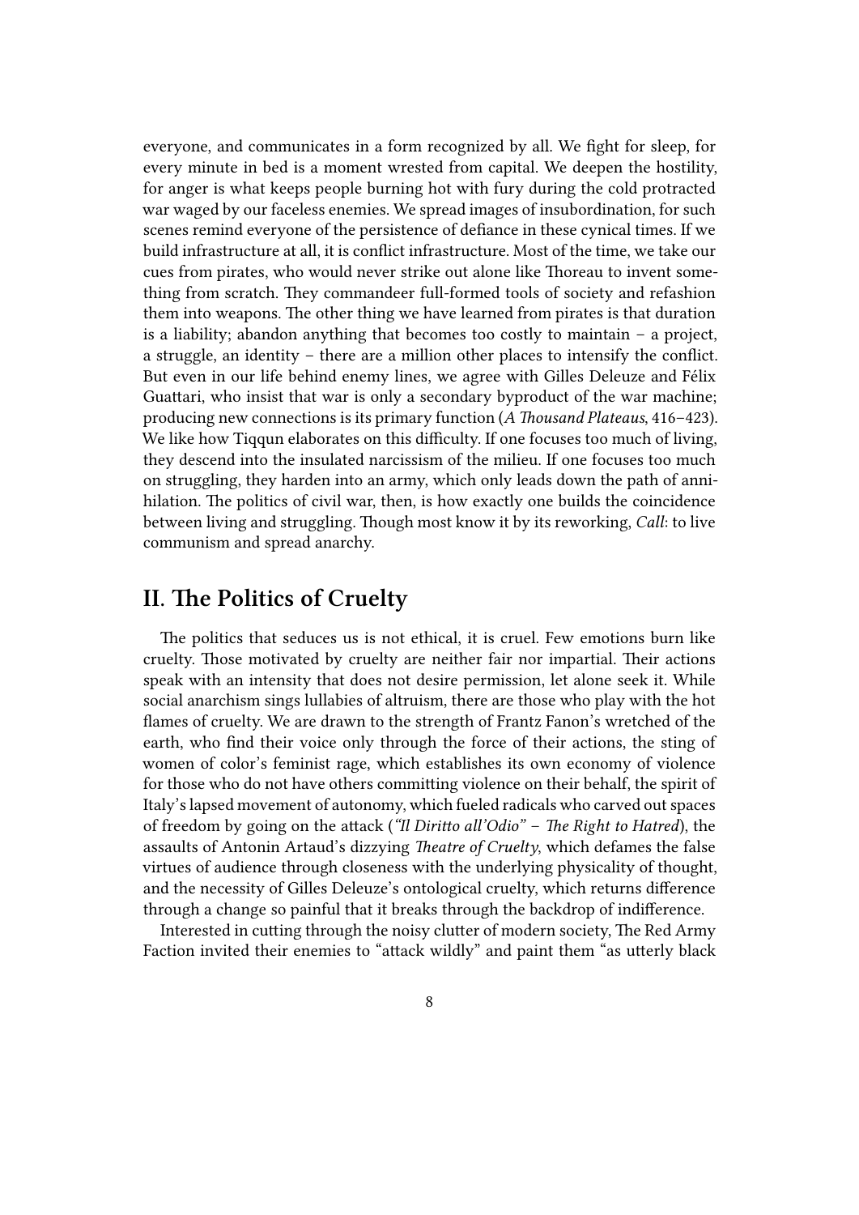everyone, and communicates in a form recognized by all. We fight for sleep, for every minute in bed is a moment wrested from capital. We deepen the hostility, for anger is what keeps people burning hot with fury during the cold protracted war waged by our faceless enemies. We spread images of insubordination, for such scenes remind everyone of the persistence of defiance in these cynical times. If we build infrastructure at all, it is conflict infrastructure. Most of the time, we take our cues from pirates, who would never strike out alone like Thoreau to invent something from scratch. They commandeer full-formed tools of society and refashion them into weapons. The other thing we have learned from pirates is that duration is a liability; abandon anything that becomes too costly to maintain – a project, a struggle, an identity – there are a million other places to intensify the conflict. But even in our life behind enemy lines, we agree with Gilles Deleuze and Félix Guattari, who insist that war is only a secondary byproduct of the war machine; producing new connections is its primary function (*A Thousand Plateaus*, 416–423). We like how Tiqqun elaborates on this difficulty. If one focuses too much of living, they descend into the insulated narcissism of the milieu. If one focuses too much on struggling, they harden into an army, which only leads down the path of annihilation. The politics of civil war, then, is how exactly one builds the coincidence between living and struggling. Though most know it by its reworking, *Call*: to live communism and spread anarchy.

## II. The Politics of Cruelty

The politics that seduces us is not ethical, it is cruel. Few emotions burn like cruelty. Those motivated by cruelty are neither fair nor impartial. Their actions speak with an intensity that does not desire permission, let alone seek it. While social anarchism sings lullabies of altruism, there are those who play with the hot flames of cruelty. We are drawn to the strength of Frantz Fanon's wretched of the earth, who find their voice only through the force of their actions, the sting of women of color's feminist rage, which establishes its own economy of violence for those who do not have others committing violence on their behalf, the spirit of Italy's lapsed movement of autonomy, which fueled radicals who carved out spaces of freedom by going on the attack (*"Il Diritto all'Odio" – The Right to Hatred*), the assaults of Antonin Artaud's dizzying *Theatre of Cruelty*, which defames the false virtues of audience through closeness with the underlying physicality of thought, and the necessity of Gilles Deleuze's ontological cruelty, which returns difference through a change so painful that it breaks through the backdrop of indifference.

Interested in cutting through the noisy clutter of modern society, The Red Army Faction invited their enemies to "attack wildly" and paint them "as utterly black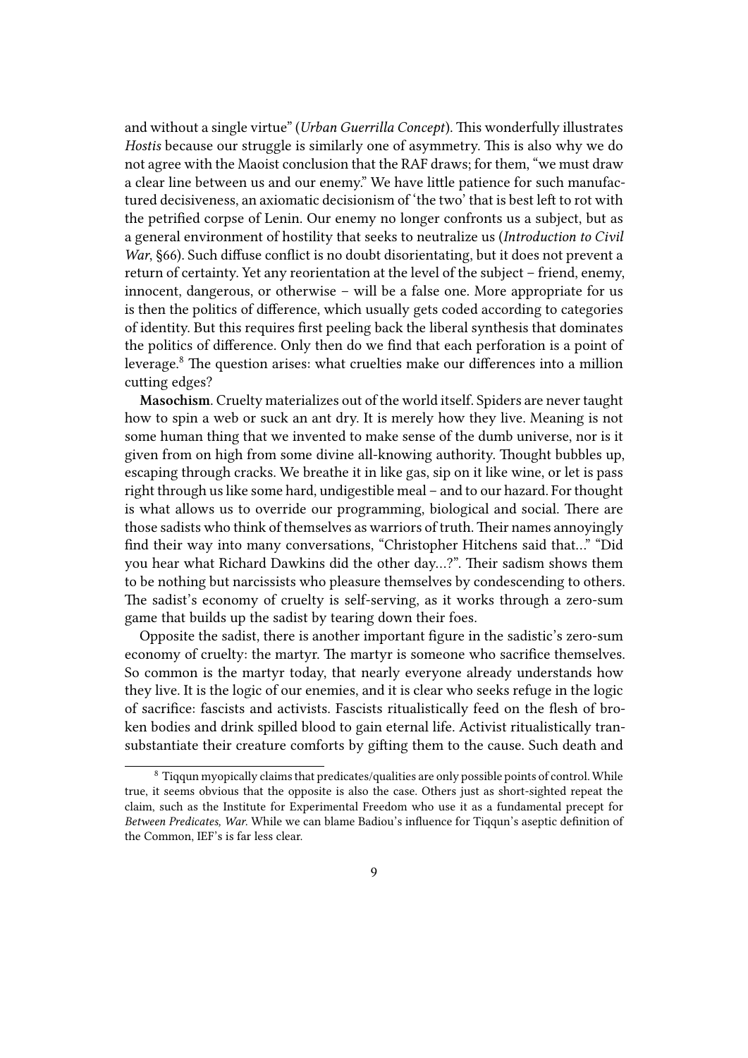and without a single virtue" (*Urban Guerrilla Concept*). This wonderfully illustrates *Hostis* because our struggle is similarly one of asymmetry. This is also why we do not agree with the Maoist conclusion that the RAF draws; for them, "we must draw a clear line between us and our enemy." We have little patience for such manufactured decisiveness, an axiomatic decisionism of 'the two' that is best left to rot with the petrified corpse of Lenin. Our enemy no longer confronts us a subject, but as a general environment of hostility that seeks to neutralize us (*Introduction to Civil War*, §66). Such diffuse conflict is no doubt disorientating, but it does not prevent a return of certainty. Yet any reorientation at the level of the subject – friend, enemy, innocent, dangerous, or otherwise – will be a false one. More appropriate for us is then the politics of difference, which usually gets coded according to categories of identity. But this requires first peeling back the liberal synthesis that dominates the politics of difference. Only then do we find that each perforation is a point of leverage.[8] The question arises: what cruelties make our differences into a million cutting edges?

**Masochism**. Cruelty materializes out of the world itself. Spiders are never taught how to spin a web or suck an ant dry. It is merely how they live. Meaning is not some human thing that we invented to make sense of the dumb universe, nor is it given from on high from some divine all-knowing authority. Thought bubbles up, escaping through cracks. We breathe it in like gas, sip on it like wine, or let is pass right through us like some hard, undigestible meal – and to our hazard. For thought is what allows us to override our programming, biological and social. There are those sadists who think of themselves as warriors of truth. Their names annoyingly find their way into many conversations, "Christopher Hitchens said that…" "Did you hear what Richard Dawkins did the other day…?". Their sadism shows them to be nothing but narcissists who pleasure themselves by condescending to others. The sadist's economy of cruelty is self-serving, as it works through a zero-sum game that builds up the sadist by tearing down their foes.

Opposite the sadist, there is another important figure in the sadistic's zero-sum economy of cruelty: the martyr. The martyr is someone who sacrifice themselves. So common is the martyr today, that nearly everyone already understands how they live. It is the logic of our enemies, and it is clear who seeks refuge in the logic of sacrifice: fascists and activists. Fascists ritualistically feed on the flesh of broken bodies and drink spilled blood to gain eternal life. Activist ritualistically transubstantiate their creature comforts by gifting them to the cause. Such death and

[8] Tiqqun myopically claims that predicates/qualities are only possible points of control. While true, it seems obvious that the opposite is also the case. Others just as short-sighted repeat the claim, such as the Institute for Experimental Freedom who use it as a fundamental precept for *Between Predicates, War*. While we can blame Badiou's influence for Tiqqun's aseptic definition of the Common, IEF's is far less clear.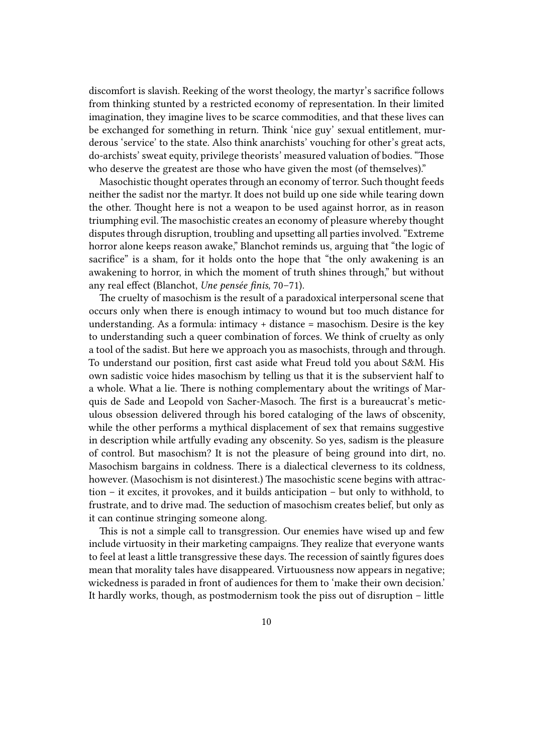discomfort is slavish. Reeking of the worst theology, the martyr's sacrifice follows from thinking stunted by a restricted economy of representation. In their limited imagination, they imagine lives to be scarce commodities, and that these lives can be exchanged for something in return. Think 'nice guy' sexual entitlement, murderous 'service' to the state. Also think anarchists' vouching for other's great acts, do-archists' sweat equity, privilege theorists' measured valuation of bodies. "Those who deserve the greatest are those who have given the most (of themselves)."

Masochistic thought operates through an economy of terror. Such thought feeds neither the sadist nor the martyr. It does not build up one side while tearing down the other. Thought here is not a weapon to be used against horror, as in reason triumphing evil. The masochistic creates an economy of pleasure whereby thought disputes through disruption, troubling and upsetting all parties involved. "Extreme horror alone keeps reason awake," Blanchot reminds us, arguing that "the logic of sacrifice" is a sham, for it holds onto the hope that "the only awakening is an awakening to horror, in which the moment of truth shines through," but without any real effect (Blanchot, *Une pensée finis*, 70–71).

The cruelty of masochism is the result of a paradoxical interpersonal scene that occurs only when there is enough intimacy to wound but too much distance for understanding. As a formula: intimacy + distance = masochism. Desire is the key to understanding such a queer combination of forces. We think of cruelty as only a tool of the sadist. But here we approach you as masochists, through and through. To understand our position, first cast aside what Freud told you about S&M. His own sadistic voice hides masochism by telling us that it is the subservient half to a whole. What a lie. There is nothing complementary about the writings of Marquis de Sade and Leopold von Sacher-Masoch. The first is a bureaucrat's meticulous obsession delivered through his bored cataloging of the laws of obscenity, while the other performs a mythical displacement of sex that remains suggestive in description while artfully evading any obscenity. So yes, sadism is the pleasure of control. But masochism? It is not the pleasure of being ground into dirt, no. Masochism bargains in coldness. There is a dialectical cleverness to its coldness, however. (Masochism is not disinterest.) The masochistic scene begins with attraction – it excites, it provokes, and it builds anticipation – but only to withhold, to frustrate, and to drive mad. The seduction of masochism creates belief, but only as it can continue stringing someone along.

This is not a simple call to transgression. Our enemies have wised up and few include virtuosity in their marketing campaigns. They realize that everyone wants to feel at least a little transgressive these days. The recession of saintly figures does mean that morality tales have disappeared. Virtuousness now appears in negative; wickedness is paraded in front of audiences for them to 'make their own decision.' It hardly works, though, as postmodernism took the piss out of disruption – little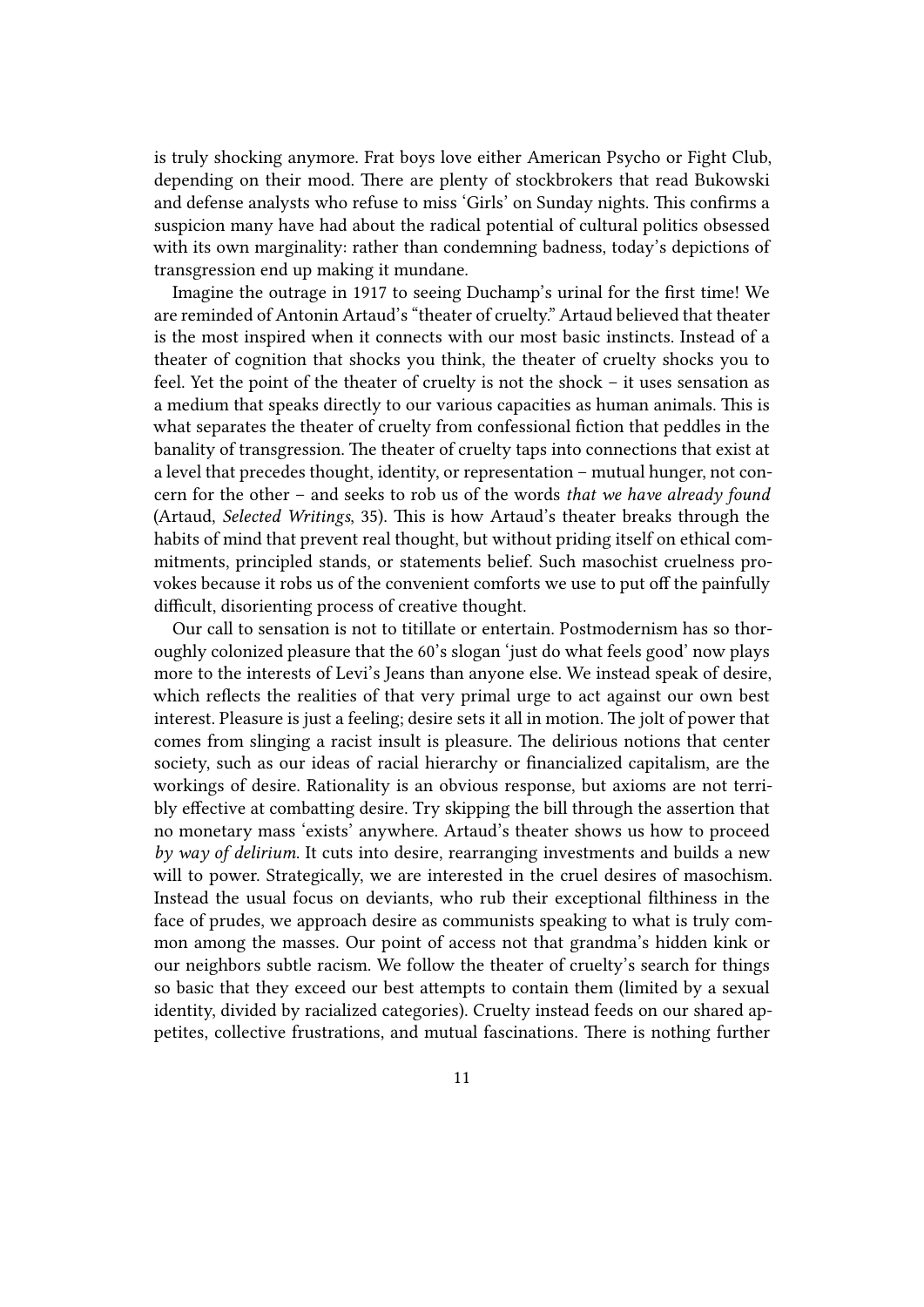is truly shocking anymore. Frat boys love either American Psycho or Fight Club, depending on their mood. There are plenty of stockbrokers that read Bukowski and defense analysts who refuse to miss 'Girls' on Sunday nights. This confirms a suspicion many have had about the radical potential of cultural politics obsessed with its own marginality: rather than condemning badness, today's depictions of transgression end up making it mundane.

Imagine the outrage in 1917 to seeing Duchamp's urinal for the first time! We are reminded of Antonin Artaud's "theater of cruelty." Artaud believed that theater is the most inspired when it connects with our most basic instincts. Instead of a theater of cognition that shocks you think, the theater of cruelty shocks you to feel. Yet the point of the theater of cruelty is not the shock – it uses sensation as a medium that speaks directly to our various capacities as human animals. This is what separates the theater of cruelty from confessional fiction that peddles in the banality of transgression. The theater of cruelty taps into connections that exist at a level that precedes thought, identity, or representation – mutual hunger, not concern for the other – and seeks to rob us of the words *that we have already found* (Artaud, *Selected Writings*, 35). This is how Artaud's theater breaks through the habits of mind that prevent real thought, but without priding itself on ethical commitments, principled stands, or statements belief. Such masochist cruelness provokes because it robs us of the convenient comforts we use to put off the painfully difficult, disorienting process of creative thought.

Our call to sensation is not to titillate or entertain. Postmodernism has so thoroughly colonized pleasure that the 60's slogan 'just do what feels good' now plays more to the interests of Levi's Jeans than anyone else. We instead speak of desire, which reflects the realities of that very primal urge to act against our own best interest. Pleasure is just a feeling; desire sets it all in motion. The jolt of power that comes from slinging a racist insult is pleasure. The delirious notions that center society, such as our ideas of racial hierarchy or financialized capitalism, are the workings of desire. Rationality is an obvious response, but axioms are not terribly effective at combatting desire. Try skipping the bill through the assertion that no monetary mass 'exists' anywhere. Artaud's theater shows us how to proceed *by way of delirium*. It cuts into desire, rearranging investments and builds a new will to power. Strategically, we are interested in the cruel desires of masochism. Instead the usual focus on deviants, who rub their exceptional filthiness in the face of prudes, we approach desire as communists speaking to what is truly common among the masses. Our point of access not that grandma's hidden kink or our neighbors subtle racism. We follow the theater of cruelty's search for things so basic that they exceed our best attempts to contain them (limited by a sexual identity, divided by racialized categories). Cruelty instead feeds on our shared appetites, collective frustrations, and mutual fascinations. There is nothing further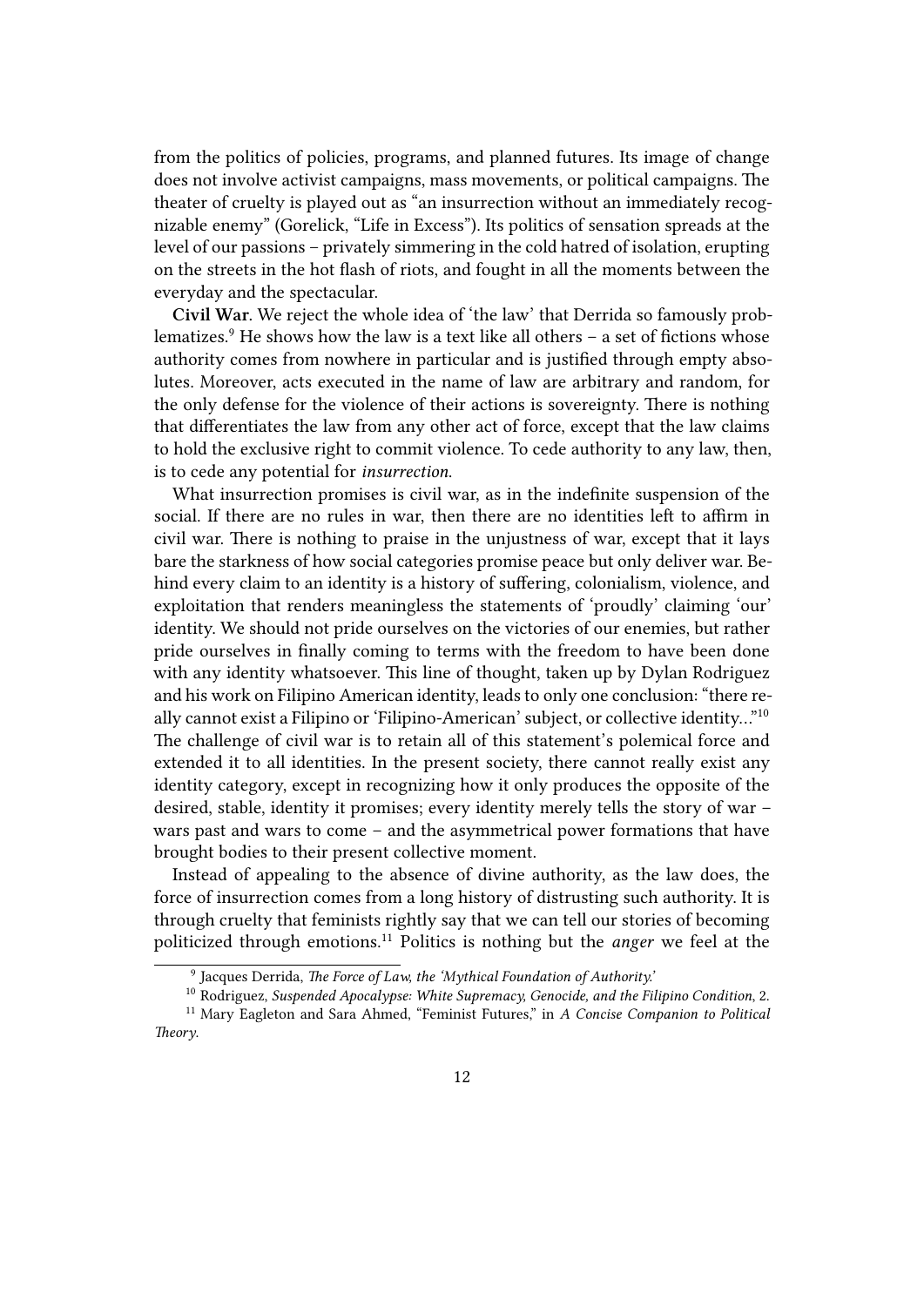from the politics of policies, programs, and planned futures. Its image of change does not involve activist campaigns, mass movements, or political campaigns. The theater of cruelty is played out as "an insurrection without an immediately recognizable enemy" (Gorelick, "Life in Excess"). Its politics of sensation spreads at the level of our passions – privately simmering in the cold hatred of isolation, erupting on the streets in the hot flash of riots, and fought in all the moments between the everyday and the spectacular.

**Civil War**. We reject the whole idea of 'the law' that Derrida so famously problematizes.[9] He shows how the law is a text like all others – a set of fictions whose authority comes from nowhere in particular and is justified through empty absolutes. Moreover, acts executed in the name of law are arbitrary and random, for the only defense for the violence of their actions is sovereignty. There is nothing that differentiates the law from any other act of force, except that the law claims to hold the exclusive right to commit violence. To cede authority to any law, then, is to cede any potential for *insurrection*.

What insurrection promises is civil war, as in the indefinite suspension of the social. If there are no rules in war, then there are no identities left to affirm in civil war. There is nothing to praise in the unjustness of war, except that it lays bare the starkness of how social categories promise peace but only deliver war. Behind every claim to an identity is a history of suffering, colonialism, violence, and exploitation that renders meaningless the statements of 'proudly' claiming 'our' identity. We should not pride ourselves on the victories of our enemies, but rather pride ourselves in finally coming to terms with the freedom to have been done with any identity whatsoever. This line of thought, taken up by Dylan Rodriguez and his work on Filipino American identity, leads to only one conclusion: "there really cannot exist a Filipino or 'Filipino-American' subject, or collective identity…"[10] The challenge of civil war is to retain all of this statement's polemical force and extended it to all identities. In the present society, there cannot really exist any identity category, except in recognizing how it only produces the opposite of the desired, stable, identity it promises; every identity merely tells the story of war – wars past and wars to come – and the asymmetrical power formations that have brought bodies to their present collective moment.

Instead of appealing to the absence of divine authority, as the law does, the force of insurrection comes from a long history of distrusting such authority. It is through cruelty that feminists rightly say that we can tell our stories of becoming politicized through emotions.[11] Politics is nothing but the *anger* we feel at the

[9] Jacques Derrida, *The Force of Law, the 'Mythical Foundation of Authority.'*

[10] Rodriguez, *Suspended Apocalypse: White Supremacy, Genocide, and the Filipino Condition*, 2.

[11] Mary Eagleton and Sara Ahmed, "Feminist Futures," in *A Concise Companion to Political Theory*.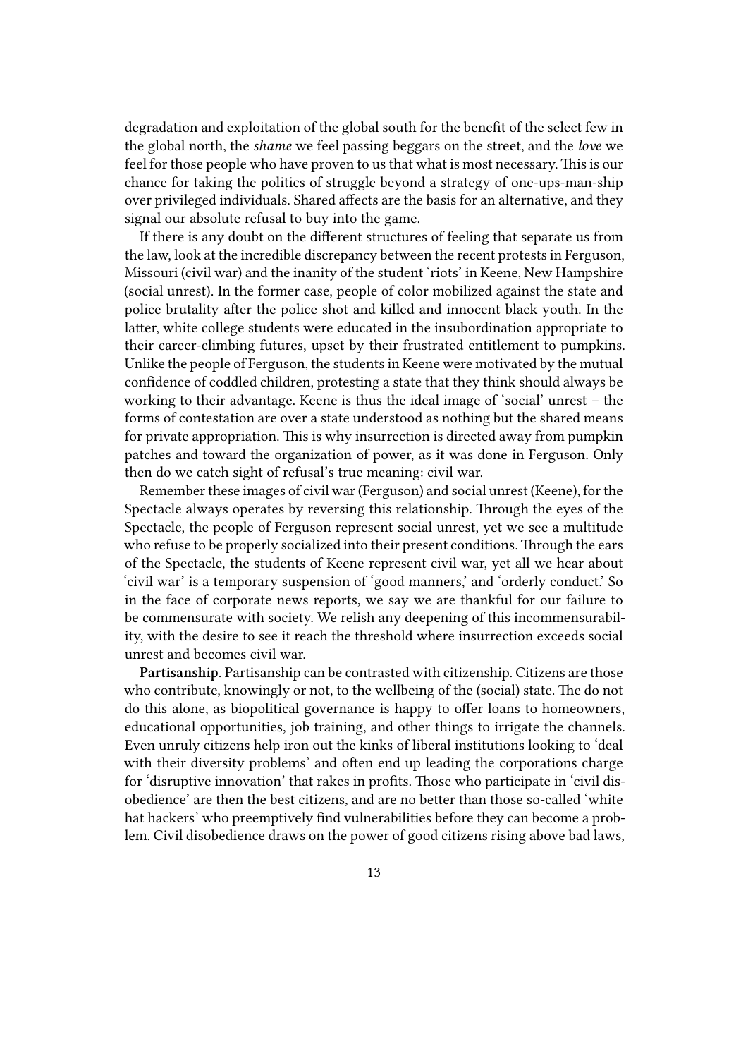degradation and exploitation of the global south for the benefit of the select few in the global north, the *shame* we feel passing beggars on the street, and the *love* we feel for those people who have proven to us that what is most necessary. This is our chance for taking the politics of struggle beyond a strategy of one-ups-man-ship over privileged individuals. Shared affects are the basis for an alternative, and they signal our absolute refusal to buy into the game.

If there is any doubt on the different structures of feeling that separate us from the law, look at the incredible discrepancy between the recent protests in Ferguson, Missouri (civil war) and the inanity of the student 'riots' in Keene, New Hampshire (social unrest). In the former case, people of color mobilized against the state and police brutality after the police shot and killed and innocent black youth. In the latter, white college students were educated in the insubordination appropriate to their career-climbing futures, upset by their frustrated entitlement to pumpkins. Unlike the people of Ferguson, the students in Keene were motivated by the mutual confidence of coddled children, protesting a state that they think should always be working to their advantage. Keene is thus the ideal image of 'social' unrest – the forms of contestation are over a state understood as nothing but the shared means for private appropriation. This is why insurrection is directed away from pumpkin patches and toward the organization of power, as it was done in Ferguson. Only then do we catch sight of refusal's true meaning: civil war.

Remember these images of civil war (Ferguson) and social unrest (Keene), for the Spectacle always operates by reversing this relationship. Through the eyes of the Spectacle, the people of Ferguson represent social unrest, yet we see a multitude who refuse to be properly socialized into their present conditions. Through the ears of the Spectacle, the students of Keene represent civil war, yet all we hear about 'civil war' is a temporary suspension of 'good manners,' and 'orderly conduct.' So in the face of corporate news reports, we say we are thankful for our failure to be commensurate with society. We relish any deepening of this incommensurability, with the desire to see it reach the threshold where insurrection exceeds social unrest and becomes civil war.

**Partisanship.** Partisanship can be contrasted with citizenship. Citizens are those who contribute, knowingly or not, to the wellbeing of the (social) state. The do not do this alone, as biopolitical governance is happy to offer loans to homeowners, educational opportunities, job training, and other things to irrigate the channels. Even unruly citizens help iron out the kinks of liberal institutions looking to 'deal with their diversity problems' and often end up leading the corporations charge for 'disruptive innovation' that rakes in profits. Those who participate in 'civil disobedience' are then the best citizens, and are no better than those so-called 'white hat hackers' who preemptively find vulnerabilities before they can become a problem. Civil disobedience draws on the power of good citizens rising above bad laws,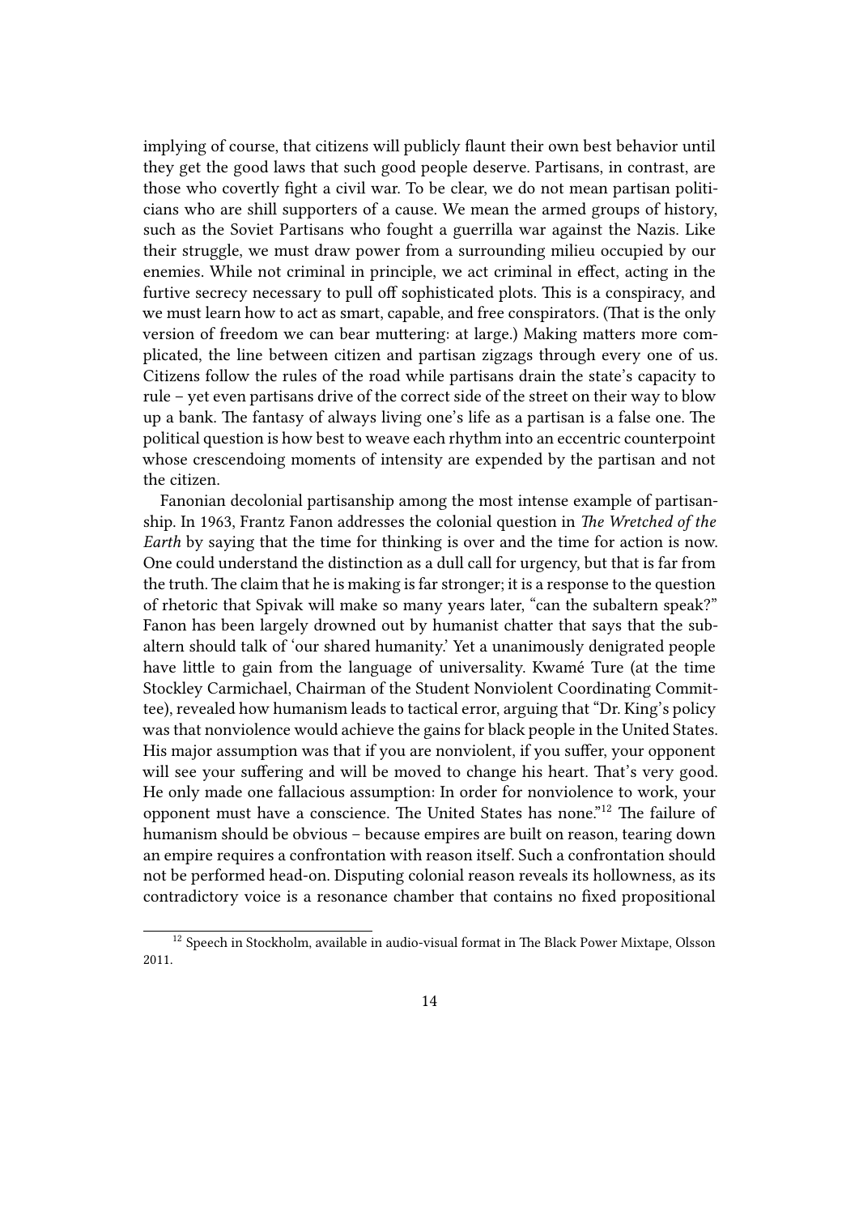implying of course, that citizens will publicly flaunt their own best behavior until they get the good laws that such good people deserve. Partisans, in contrast, are those who covertly fight a civil war. To be clear, we do not mean partisan politicians who are shill supporters of a cause. We mean the armed groups of history, such as the Soviet Partisans who fought a guerrilla war against the Nazis. Like their struggle, we must draw power from a surrounding milieu occupied by our enemies. While not criminal in principle, we act criminal in effect, acting in the furtive secrecy necessary to pull off sophisticated plots. This is a conspiracy, and we must learn how to act as smart, capable, and free conspirators. (That is the only version of freedom we can bear muttering: at large.) Making matters more complicated, the line between citizen and partisan zigzags through every one of us. Citizens follow the rules of the road while partisans drain the state's capacity to rule – yet even partisans drive of the correct side of the street on their way to blow up a bank. The fantasy of always living one's life as a partisan is a false one. The political question is how best to weave each rhythm into an eccentric counterpoint whose crescendoing moments of intensity are expended by the partisan and not the citizen.

Fanonian decolonial partisanship among the most intense example of partisanship. In 1963, Frantz Fanon addresses the colonial question in *The Wretched of the Earth* by saying that the time for thinking is over and the time for action is now. One could understand the distinction as a dull call for urgency, but that is far from the truth. The claim that he is making is far stronger; it is a response to the question of rhetoric that Spivak will make so many years later, "can the subaltern speak?" Fanon has been largely drowned out by humanist chatter that says that the subaltern should talk of 'our shared humanity.' Yet a unanimously denigrated people have little to gain from the language of universality. Kwamé Ture (at the time Stockley Carmichael, Chairman of the Student Nonviolent Coordinating Committee), revealed how humanism leads to tactical error, arguing that "Dr. King's policy was that nonviolence would achieve the gains for black people in the United States. His major assumption was that if you are nonviolent, if you suffer, your opponent will see your suffering and will be moved to change his heart. That's very good. He only made one fallacious assumption: In order for nonviolence to work, your opponent must have a conscience. The United States has none."[12] The failure of humanism should be obvious – because empires are built on reason, tearing down an empire requires a confrontation with reason itself. Such a confrontation should not be performed head-on. Disputing colonial reason reveals its hollowness, as its contradictory voice is a resonance chamber that contains no fixed propositional

[12] Speech in Stockholm, available in audio-visual format in The Black Power Mixtape, Olsson 2011.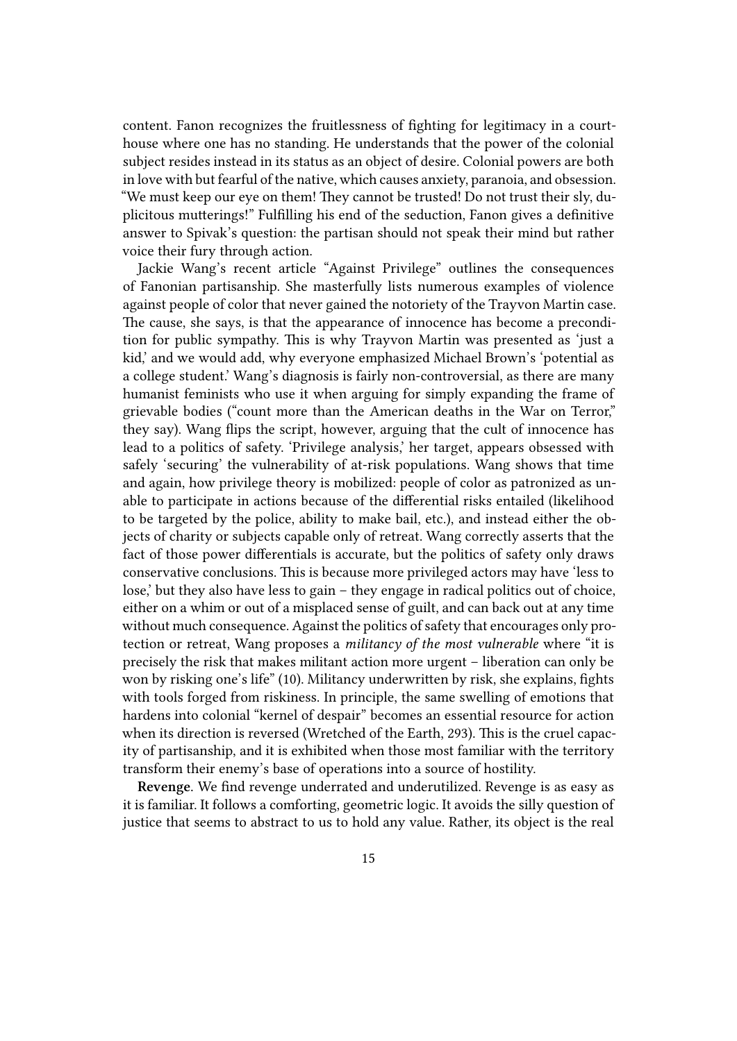content. Fanon recognizes the fruitlessness of fighting for legitimacy in a courthouse where one has no standing. He understands that the power of the colonial subject resides instead in its status as an object of desire. Colonial powers are both in love with but fearful of the native, which causes anxiety, paranoia, and obsession. "We must keep our eye on them! They cannot be trusted! Do not trust their sly, duplicitous mutterings!" Fulfilling his end of the seduction, Fanon gives a definitive answer to Spivak's question: the partisan should not speak their mind but rather voice their fury through action.

Jackie Wang's recent article "Against Privilege" outlines the consequences of Fanonian partisanship. She masterfully lists numerous examples of violence against people of color that never gained the notoriety of the Trayvon Martin case. The cause, she says, is that the appearance of innocence has become a precondition for public sympathy. This is why Trayvon Martin was presented as 'just a kid,' and we would add, why everyone emphasized Michael Brown's 'potential as a college student.' Wang's diagnosis is fairly non-controversial, as there are many humanist feminists who use it when arguing for simply expanding the frame of grievable bodies ("count more than the American deaths in the War on Terror," they say). Wang flips the script, however, arguing that the cult of innocence has lead to a politics of safety. 'Privilege analysis,' her target, appears obsessed with safely 'securing' the vulnerability of at-risk populations. Wang shows that time and again, how privilege theory is mobilized: people of color as patronized as unable to participate in actions because of the differential risks entailed (likelihood to be targeted by the police, ability to make bail, etc.), and instead either the objects of charity or subjects capable only of retreat. Wang correctly asserts that the fact of those power differentials is accurate, but the politics of safety only draws conservative conclusions. This is because more privileged actors may have 'less to lose,' but they also have less to gain – they engage in radical politics out of choice, either on a whim or out of a misplaced sense of guilt, and can back out at any time without much consequence. Against the politics of safety that encourages only protection or retreat, Wang proposes a *militancy of the most vulnerable* where "it is precisely the risk that makes militant action more urgent – liberation can only be won by risking one's life" (10). Militancy underwritten by risk, she explains, fights with tools forged from riskiness. In principle, the same swelling of emotions that hardens into colonial "kernel of despair" becomes an essential resource for action when its direction is reversed (Wretched of the Earth, 293). This is the cruel capacity of partisanship, and it is exhibited when those most familiar with the territory transform their enemy's base of operations into a source of hostility.

**Revenge.** We find revenge underrated and underutilized. Revenge is as easy as it is familiar. It follows a comforting, geometric logic. It avoids the silly question of justice that seems to abstract to us to hold any value. Rather, its object is the real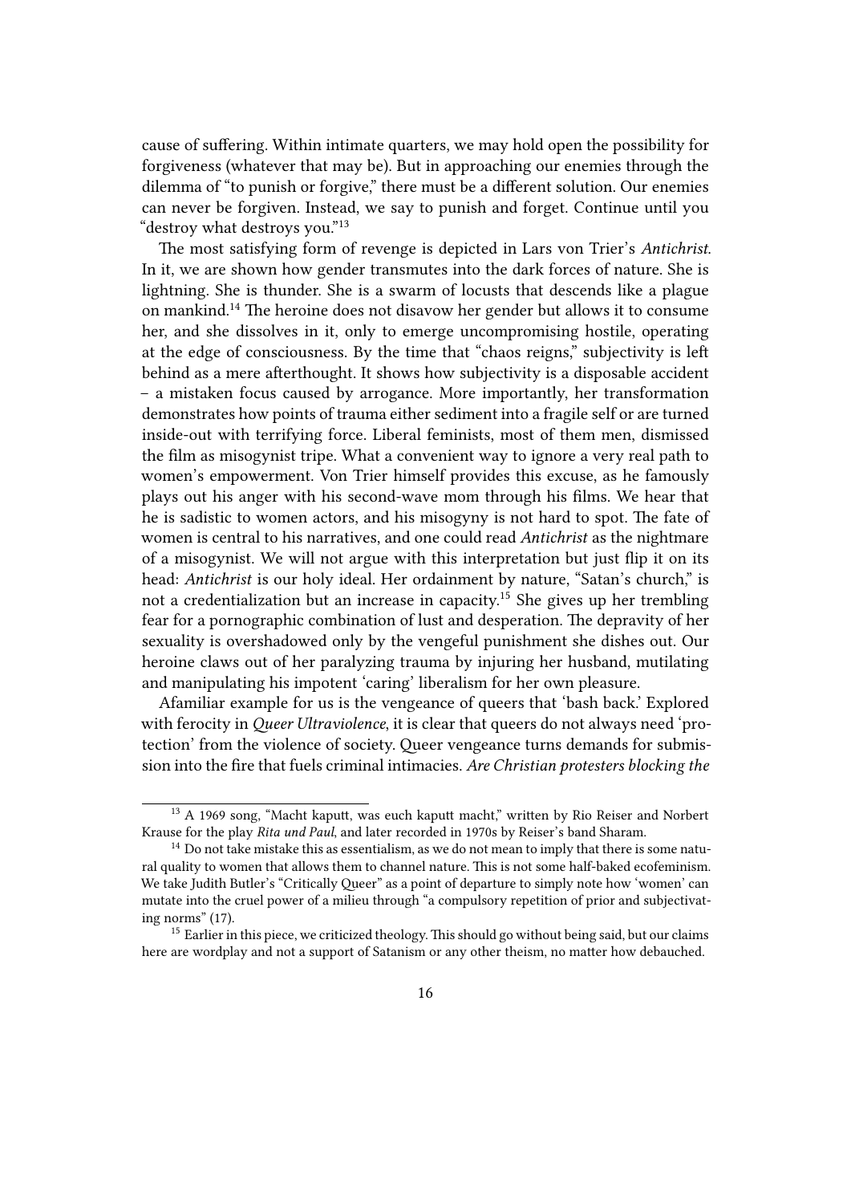cause of suffering. Within intimate quarters, we may hold open the possibility for forgiveness (whatever that may be). But in approaching our enemies through the dilemma of "to punish or forgive," there must be a different solution. Our enemies can never be forgiven. Instead, we say to punish and forget. Continue until you "destroy what destroys you."[13]

The most satisfying form of revenge is depicted in Lars von Trier's *Antichrist*. In it, we are shown how gender transmutes into the dark forces of nature. She is lightning. She is thunder. She is a swarm of locusts that descends like a plague on mankind.[14] The heroine does not disavow her gender but allows it to consume her, and she dissolves in it, only to emerge uncompromising hostile, operating at the edge of consciousness. By the time that "chaos reigns," subjectivity is left behind as a mere afterthought. It shows how subjectivity is a disposable accident – a mistaken focus caused by arrogance. More importantly, her transformation demonstrates how points of trauma either sediment into a fragile self or are turned inside-out with terrifying force. Liberal feminists, most of them men, dismissed the film as misogynist tripe. What a convenient way to ignore a very real path to women's empowerment. Von Trier himself provides this excuse, as he famously plays out his anger with his second-wave mom through his films. We hear that he is sadistic to women actors, and his misogyny is not hard to spot. The fate of women is central to his narratives, and one could read *Antichrist* as the nightmare of a misogynist. We will not argue with this interpretation but just flip it on its head: *Antichrist* is our holy ideal. Her ordainment by nature, "Satan's church," is not a credentialization but an increase in capacity.[15] She gives up her trembling fear for a pornographic combination of lust and desperation. The depravity of her sexuality is overshadowed only by the vengeful punishment she dishes out. Our heroine claws out of her paralyzing trauma by injuring her husband, mutilating and manipulating his impotent 'caring' liberalism for her own pleasure.

Afamiliar example for us is the vengeance of queers that 'bash back.' Explored with ferocity in *Queer Ultraviolence*, it is clear that queers do not always need 'protection' from the violence of society. Queer vengeance turns demands for submission into the fire that fuels criminal intimacies. *Are Christian protesters blocking the*

---

[13] A 1969 song, "Macht kaputt, was euch kaputt macht," written by Rio Reiser and Norbert Krause for the play *Rita und Paul*, and later recorded in 1970s by Reiser's band Sharam.

[14] Do not take mistake this as essentialism, as we do not mean to imply that there is some natural quality to women that allows them to channel nature. This is not some half-baked ecofeminism. We take Judith Butler's "Critically Queer" as a point of departure to simply note how 'women' can mutate into the cruel power of a milieu through "a compulsory repetition of prior and subjectivating norms" (17).

[15] Earlier in this piece, we criticized theology. This should go without being said, but our claims here are wordplay and not a support of Satanism or any other theism, no matter how debauched.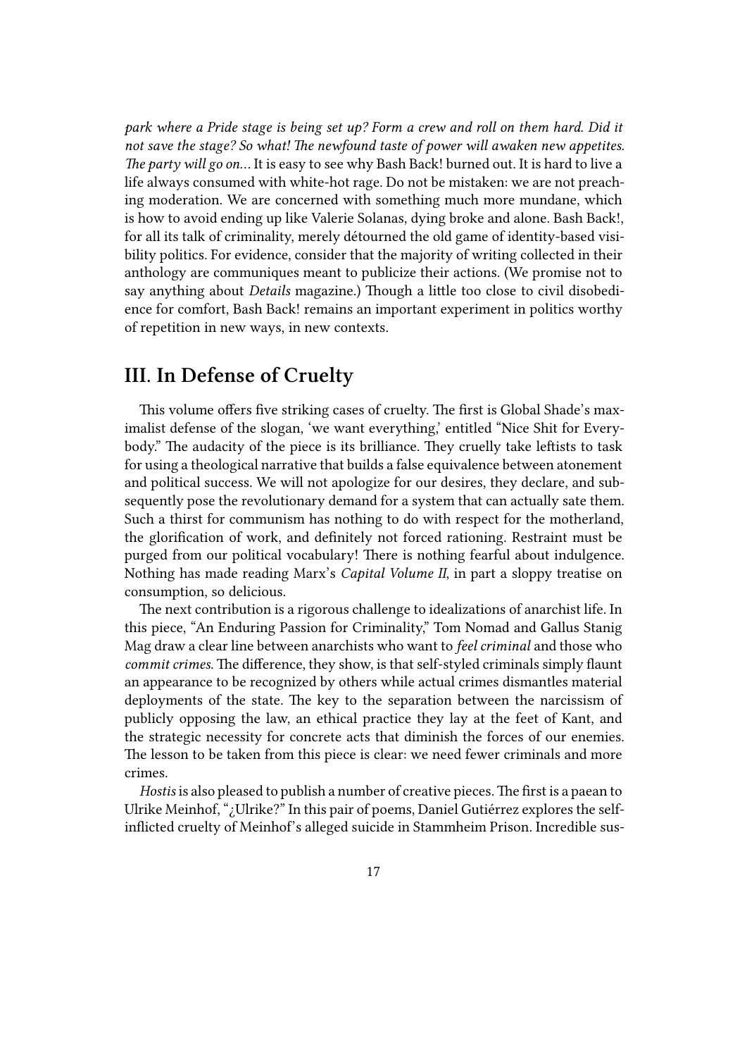*park where a Pride stage is being set up? Form a crew and roll on them hard. Did it not save the stage? So what! The newfound taste of power will awaken new appetites. The party will go on…* It is easy to see why Bash Back! burned out. It is hard to live a life always consumed with white-hot rage. Do not be mistaken: we are not preaching moderation. We are concerned with something much more mundane, which is how to avoid ending up like Valerie Solanas, dying broke and alone. Bash Back!, for all its talk of criminality, merely détourned the old game of identity-based visibility politics. For evidence, consider that the majority of writing collected in their anthology are communiques meant to publicize their actions. (We promise not to say anything about *Details* magazine.) Though a little too close to civil disobedience for comfort, Bash Back! remains an important experiment in politics worthy of repetition in new ways, in new contexts.

## III. In Defense of Cruelty

This volume offers five striking cases of cruelty. The first is Global Shade's maximalist defense of the slogan, 'we want everything,' entitled "Nice Shit for Everybody." The audacity of the piece is its brilliance. They cruelly take leftists to task for using a theological narrative that builds a false equivalence between atonement and political success. We will not apologize for our desires, they declare, and subsequently pose the revolutionary demand for a system that can actually sate them. Such a thirst for communism has nothing to do with respect for the motherland, the glorification of work, and definitely not forced rationing. Restraint must be purged from our political vocabulary! There is nothing fearful about indulgence. Nothing has made reading Marx's *Capital Volume II*, in part a sloppy treatise on consumption, so delicious.

The next contribution is a rigorous challenge to idealizations of anarchist life. In this piece, "An Enduring Passion for Criminality," Tom Nomad and Gallus Stanig Mag draw a clear line between anarchists who want to *feel criminal* and those who *commit crimes.* The difference, they show, is that self-styled criminals simply flaunt an appearance to be recognized by others while actual crimes dismantles material deployments of the state. The key to the separation between the narcissism of publicly opposing the law, an ethical practice they lay at the feet of Kant, and the strategic necessity for concrete acts that diminish the forces of our enemies. The lesson to be taken from this piece is clear: we need fewer criminals and more crimes.

*Hostis* is also pleased to publish a number of creative pieces. The first is a paean to Ulrike Meinhof, "¿Ulrike?" In this pair of poems, Daniel Gutiérrez explores the self-inflicted cruelty of Meinhof's alleged suicide in Stammheim Prison. Incredible sus-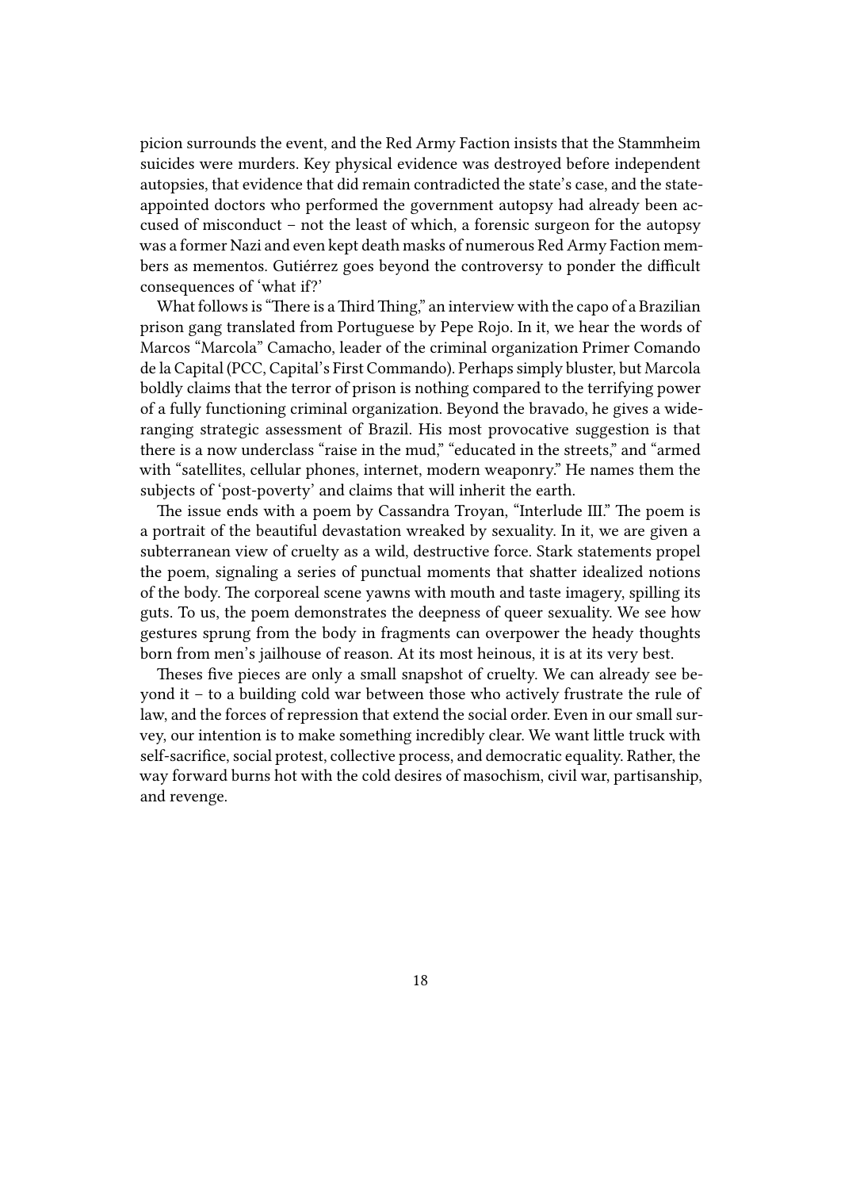picion surrounds the event, and the Red Army Faction insists that the Stammheim suicides were murders. Key physical evidence was destroyed before independent autopsies, that evidence that did remain contradicted the state's case, and the state-appointed doctors who performed the government autopsy had already been accused of misconduct – not the least of which, a forensic surgeon for the autopsy was a former Nazi and even kept death masks of numerous Red Army Faction members as mementos. Gutiérrez goes beyond the controversy to ponder the difficult consequences of 'what if?'

What follows is "There is a Third Thing," an interview with the capo of a Brazilian prison gang translated from Portuguese by Pepe Rojo. In it, we hear the words of Marcos "Marcola" Camacho, leader of the criminal organization Primer Comando de la Capital (PCC, Capital's First Commando). Perhaps simply bluster, but Marcola boldly claims that the terror of prison is nothing compared to the terrifying power of a fully functioning criminal organization. Beyond the bravado, he gives a wide-ranging strategic assessment of Brazil. His most provocative suggestion is that there is a now underclass "raise in the mud," "educated in the streets," and "armed with "satellites, cellular phones, internet, modern weaponry." He names them the subjects of 'post-poverty' and claims that will inherit the earth.

The issue ends with a poem by Cassandra Troyan, "Interlude III." The poem is a portrait of the beautiful devastation wreaked by sexuality. In it, we are given a subterranean view of cruelty as a wild, destructive force. Stark statements propel the poem, signaling a series of punctual moments that shatter idealized notions of the body. The corporeal scene yawns with mouth and taste imagery, spilling its guts. To us, the poem demonstrates the deepness of queer sexuality. We see how gestures sprung from the body in fragments can overpower the heady thoughts born from men's jailhouse of reason. At its most heinous, it is at its very best.

Theses five pieces are only a small snapshot of cruelty. We can already see beyond it – to a building cold war between those who actively frustrate the rule of law, and the forces of repression that extend the social order. Even in our small survey, our intention is to make something incredibly clear. We want little truck with self-sacrifice, social protest, collective process, and democratic equality. Rather, the way forward burns hot with the cold desires of masochism, civil war, partisanship, and revenge.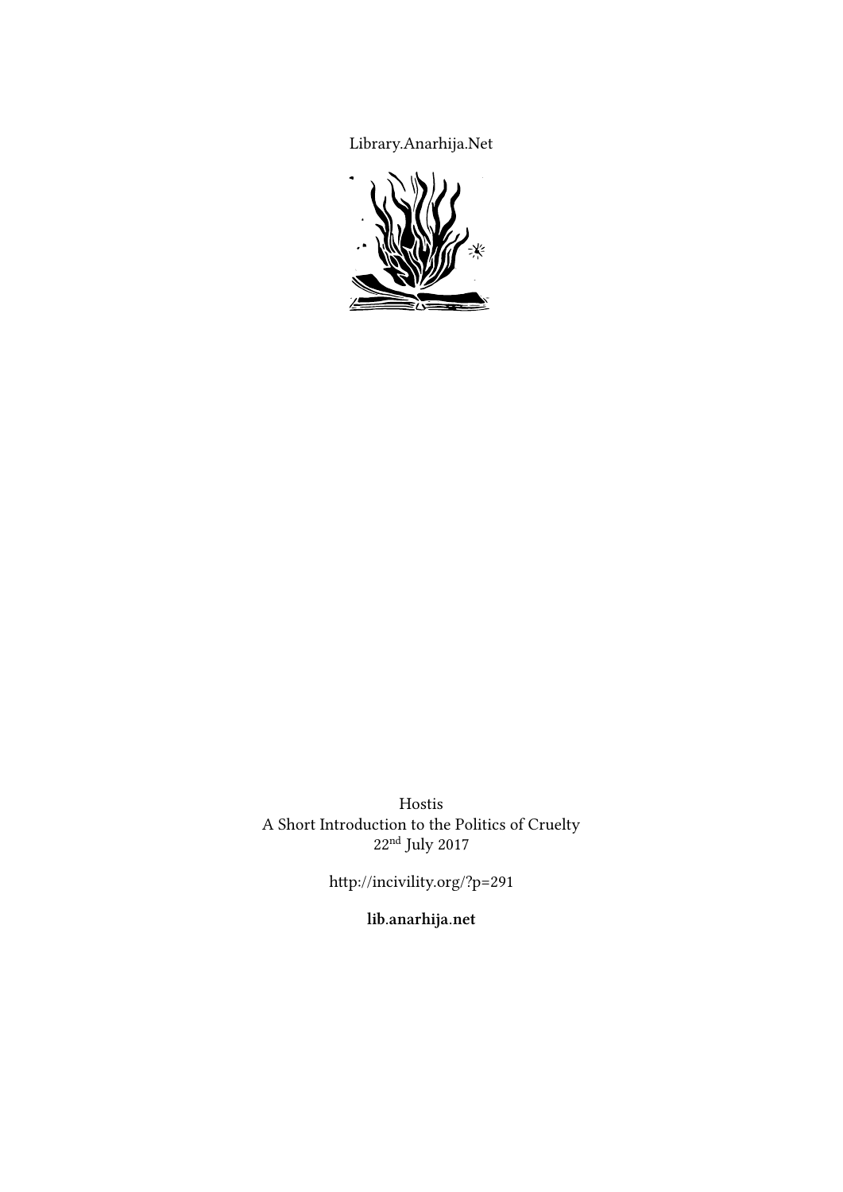Library.Anarhija.Net

Hostis
A Short Introduction to the Politics of Cruelty
22nd July 2017

http://incivility.org/?p=291

**lib.anarhija.net**